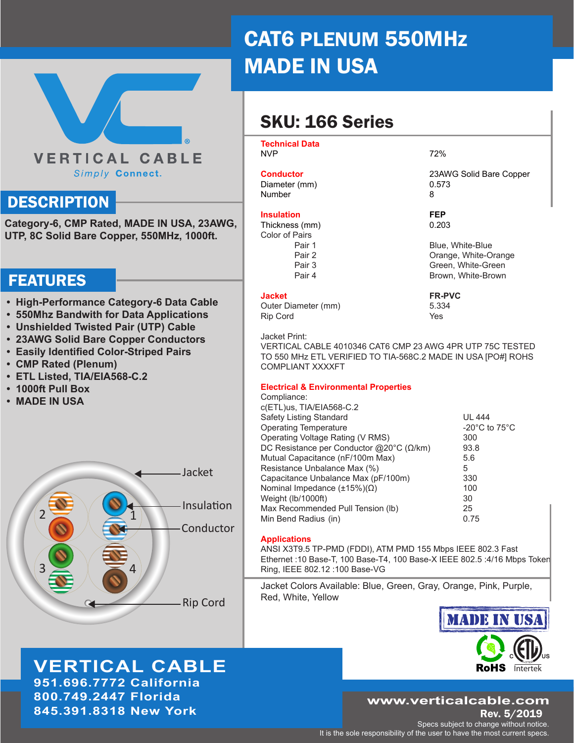# CAT6 PLENUM 550MHz MADE IN USA

VERTICAL CABLE
*Simply* **Connect.**

## DESCRIPTION

**Category-6, CMP Rated, MADE IN USA, 23AWG, UTP, 8C Solid Bare Copper, 550MHz, 1000ft.**

## FEATURES

- **High-Performance Category-6 Data Cable**
- **550Mhz Bandwith for Data Applications**
- **Unshielded Twisted Pair (UTP) Cable**
- **23AWG Solid Bare Copper Conductors**
- **Easily Identified Color-Striped Pairs**
- **CMP Rated (Plenum)**
- **ETL Listed, TIA/EIA568-C.2**
- **1000ft Pull Box**
- **MADE IN USA**

Jacket
Insulation
Conductor
Rip Cord

## SKU: 166 Series

**Technical Data**

| | |
|---|---|
| NVP | 72% |
| **Conductor** | 23AWG Solid Bare Copper |
| Diameter (mm) | 0.573 |
| Number | 8 |
| **Insulation** | **FEP** |
| Thickness (mm) | 0.203 |
| Color of Pairs | |
| Pair 1 | Blue, White-Blue |
| Pair 2 | Orange, White-Orange |
| Pair 3 | Green, White-Green |
| Pair 4 | Brown, White-Brown |
| **Jacket** | **FR-PVC** |
| Outer Diameter (mm) | 5.334 |
| Rip Cord | Yes |

Jacket Print:
VERTICAL CABLE 4010346 CAT6 CMP 23 AWG 4PR UTP 75C TESTED TO 550 MHz ETL VERIFIED TO TIA-568C.2 MADE IN USA [PO#] ROHS COMPLIANT XXXXFT

**Electrical & Environmental Properties**

Compliance:
c(ETL)us, TIA/EIA568-C.2

| | |
|---|---|
| Safety Listing Standard | UL 444 |
| Operating Temperature | -20°C to 75°C |
| Operating Voltage Rating (V RMS) | 300 |
| DC Resistance per Conductor @20°C (Ω/km) | 93.8 |
| Mutual Capacitance (nF/100m Max) | 5.6 |
| Resistance Unbalance Max (%) | 5 |
| Capacitance Unbalance Max (pF/100m) | 330 |
| Nominal Impedance (±15%)(Ω) | 100 |
| Weight (lb/1000ft) | 30 |
| Max Recommended Pull Tension (lb) | 25 |
| Min Bend Radius (in) | 0.75 |

**Applications**

ANSI X3T9.5 TP-PMD (FDDI), ATM PMD 155 Mbps IEEE 802.3 Fast Ethernet :10 Base-T, 100 Base-T4, 100 Base-X IEEE 802.5 :4/16 Mbps Token Ring, IEEE 802.12 :100 Base-VG

Jacket Colors Available: Blue, Green, Gray, Orange, Pink, Purple, Red, White, Yellow

MADE IN USA

RoHS
c ETL us Intertek

**VERTICAL CABLE**
**951.696.7772 California**
**800.749.2447 Florida**
**845.391.8318 New York**

**www.verticalcable.com**
**Rev. 5/2019**
Specs subject to change without notice.
It is the sole responsibility of the user to have the most current specs.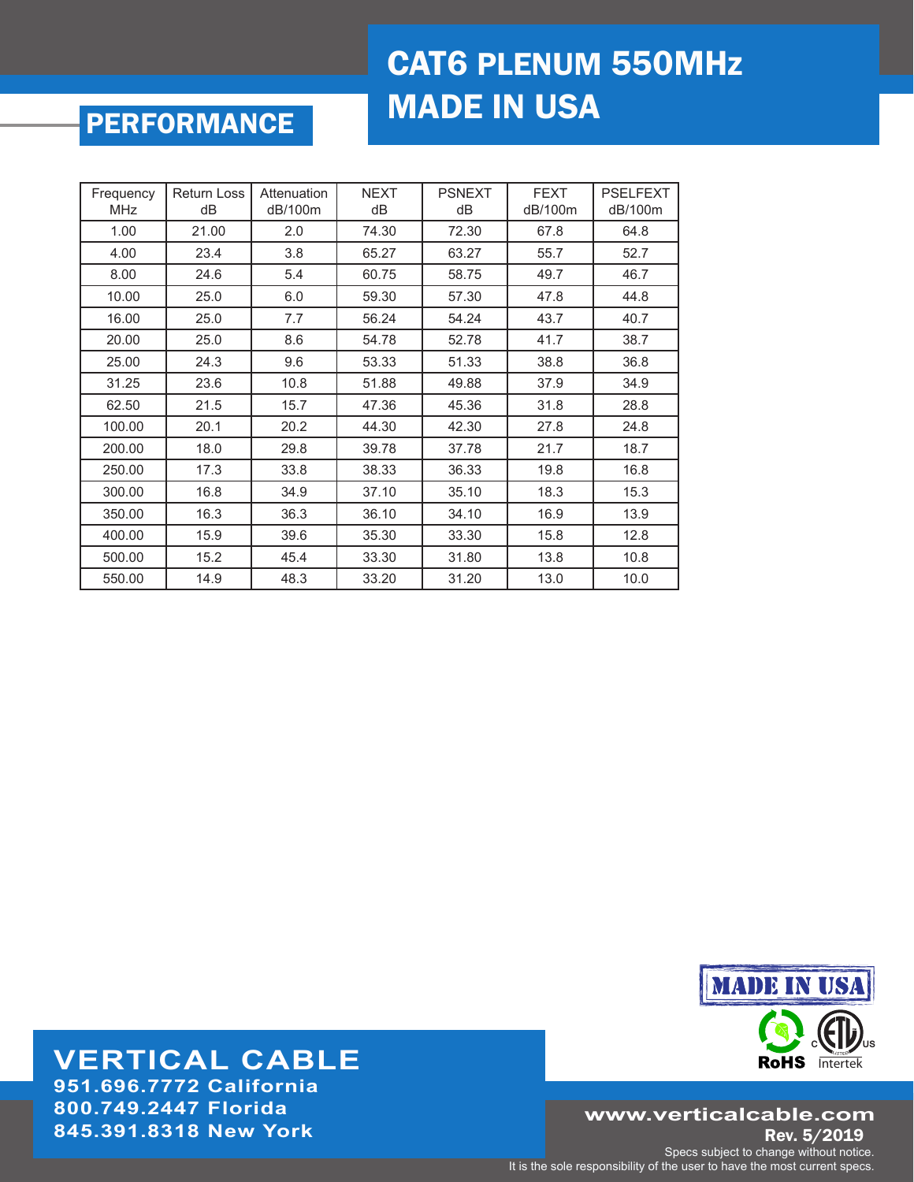# CAT6 PLENUM 550MHz MADE IN USA

## PERFORMANCE

| Frequency MHz | Return Loss dB | Attenuation dB/100m | NEXT dB | PSNEXT dB | FEXT dB/100m | PSELFEXT dB/100m |
|---|---|---|---|---|---|---|
| 1.00 | 21.00 | 2.0 | 74.30 | 72.30 | 67.8 | 64.8 |
| 4.00 | 23.4 | 3.8 | 65.27 | 63.27 | 55.7 | 52.7 |
| 8.00 | 24.6 | 5.4 | 60.75 | 58.75 | 49.7 | 46.7 |
| 10.00 | 25.0 | 6.0 | 59.30 | 57.30 | 47.8 | 44.8 |
| 16.00 | 25.0 | 7.7 | 56.24 | 54.24 | 43.7 | 40.7 |
| 20.00 | 25.0 | 8.6 | 54.78 | 52.78 | 41.7 | 38.7 |
| 25.00 | 24.3 | 9.6 | 53.33 | 51.33 | 38.8 | 36.8 |
| 31.25 | 23.6 | 10.8 | 51.88 | 49.88 | 37.9 | 34.9 |
| 62.50 | 21.5 | 15.7 | 47.36 | 45.36 | 31.8 | 28.8 |
| 100.00 | 20.1 | 20.2 | 44.30 | 42.30 | 27.8 | 24.8 |
| 200.00 | 18.0 | 29.8 | 39.78 | 37.78 | 21.7 | 18.7 |
| 250.00 | 17.3 | 33.8 | 38.33 | 36.33 | 19.8 | 16.8 |
| 300.00 | 16.8 | 34.9 | 37.10 | 35.10 | 18.3 | 15.3 |
| 350.00 | 16.3 | 36.3 | 36.10 | 34.10 | 16.9 | 13.9 |
| 400.00 | 15.9 | 39.6 | 35.30 | 33.30 | 15.8 | 12.8 |
| 500.00 | 15.2 | 45.4 | 33.30 | 31.80 | 13.8 | 10.8 |
| 550.00 | 14.9 | 48.3 | 33.20 | 31.20 | 13.0 | 10.0 |

MADE IN USA

RoHS

c ETL us Intertek

**VERTICAL CABLE**
**951.696.7772 California**
**800.749.2447 Florida**
**845.391.8318 New York**

**www.verticalcable.com**
**Rev. 5/2019**
Specs subject to change without notice.
It is the sole responsibility of the user to have the most current specs.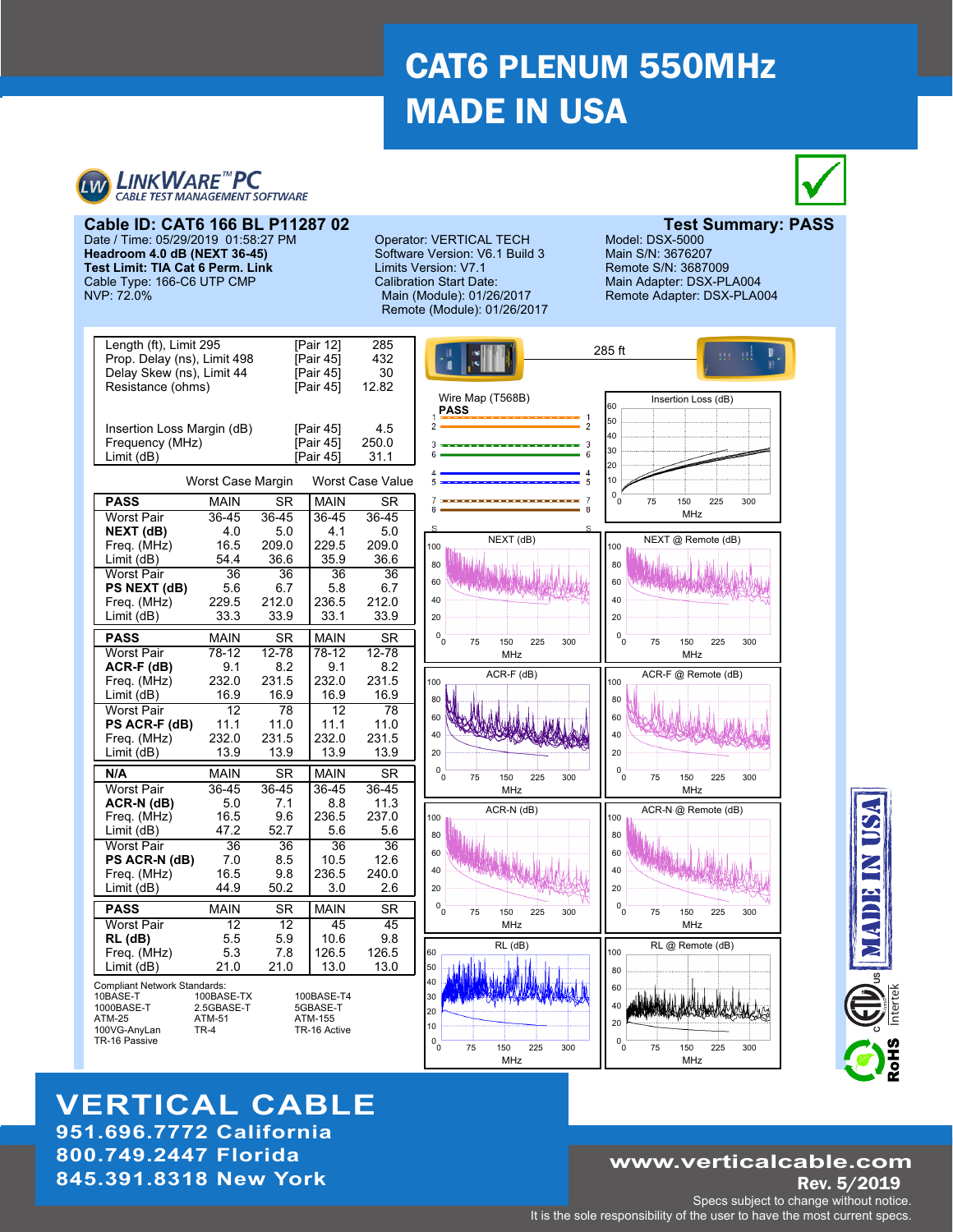# CAT6 PLENUM 550MHz MADE IN USA

LINKWARE™ PC
CABLE TEST MANAGEMENT SOFTWARE

## Cable ID: CAT6 166 BL P11287 02

**Test Summary: PASS**

Date / Time: 05/29/2019 01:58:27 PM
**Headroom 4.0 dB (NEXT 36-45)**
**Test Limit: TIA Cat 6 Perm. Link**
Cable Type: 166-C6 UTP CMP
NVP: 72.0%

Operator: VERTICAL TECH
Software Version: V6.1 Build 3
Limits Version: V7.1
Calibration Start Date:
Main (Module): 01/26/2017
Remote (Module): 01/26/2017

Model: DSX-5000
Main S/N: 3676207
Remote S/N: 3687009
Main Adapter: DSX-PLA004
Remote Adapter: DSX-PLA004

| | | |
|---|---|---|
| Length (ft), Limit 295 | [Pair 12] | 285 |
| Prop. Delay (ns), Limit 498 | [Pair 45] | 432 |
| Delay Skew (ns), Limit 44 | [Pair 45] | 30 |
| Resistance (ohms) | [Pair 45] | 12.82 |
| Insertion Loss Margin (dB) | [Pair 45] | 4.5 |
| Frequency (MHz) | [Pair 45] | 250.0 |
| Limit (dB) | [Pair 45] | 31.1 |

| | Worst Case Margin | | Worst Case Value | |
|---|---|---|---|---|
| **PASS** | MAIN | SR | MAIN | SR |
| Worst Pair | 36-45 | 36-45 | 36-45 | 36-45 |
| **NEXT (dB)** | 4.0 | 5.0 | 4.1 | 5.0 |
| Freq. (MHz) | 16.5 | 209.0 | 229.5 | 209.0 |
| Limit (dB) | 54.4 | 36.6 | 35.9 | 36.6 |
| Worst Pair | 36 | 36 | 36 | 36 |
| **PS NEXT (dB)** | 5.6 | 6.7 | 5.8 | 6.7 |
| Freq. (MHz) | 229.5 | 212.0 | 236.5 | 212.0 |
| Limit (dB) | 33.3 | 33.9 | 33.1 | 33.9 |
| **PASS** | MAIN | SR | MAIN | SR |
| Worst Pair | 78-12 | 12-78 | 78-12 | 12-78 |
| **ACR-F (dB)** | 9.1 | 8.2 | 9.1 | 8.2 |
| Freq. (MHz) | 232.0 | 231.5 | 232.0 | 231.5 |
| Limit (dB) | 16.9 | 16.9 | 16.9 | 16.9 |
| Worst Pair | 12 | 78 | 12 | 78 |
| **PS ACR-F (dB)** | 11.1 | 11.0 | 11.1 | 11.0 |
| Freq. (MHz) | 232.0 | 231.5 | 232.0 | 231.5 |
| Limit (dB) | 13.9 | 13.9 | 13.9 | 13.9 |
| **N/A** | MAIN | SR | MAIN | SR |
| Worst Pair | 36-45 | 36-45 | 36-45 | 36-45 |
| **ACR-N (dB)** | 5.0 | 7.1 | 8.8 | 11.3 |
| Freq. (MHz) | 16.5 | 9.6 | 236.5 | 237.0 |
| Limit (dB) | 47.2 | 52.7 | 5.6 | 5.6 |
| Worst Pair | 36 | 36 | 36 | 36 |
| **PS ACR-N (dB)** | 7.0 | 8.5 | 10.5 | 12.6 |
| Freq. (MHz) | 16.5 | 9.8 | 236.5 | 240.0 |
| Limit (dB) | 44.9 | 50.2 | 3.0 | 2.6 |
| **PASS** | MAIN | SR | MAIN | SR |
| Worst Pair | 12 | 12 | 45 | 45 |
| **RL (dB)** | 5.5 | 5.9 | 10.6 | 9.8 |
| Freq. (MHz) | 5.3 | 7.8 | 126.5 | 126.5 |
| Limit (dB) | 21.0 | 21.0 | 13.0 | 13.0 |

Compliant Network Standards:
10BASE-T, 100BASE-TX, 100BASE-T4, 1000BASE-T, 2.5GBASE-T, 5GBASE-T, ATM-25, ATM-51, ATM-155, 100VG-AnyLan, TR-4, TR-16 Active, TR-16 Passive

285 ft

Wire Map (T568B)
**PASS**

Insertion Loss (dB)
NEXT (dB)
NEXT @ Remote (dB)
ACR-F (dB)
ACR-F @ Remote (dB)
ACR-N (dB)
ACR-N @ Remote (dB)
RL (dB)
RL @ Remote (dB)
MHz

MADE IN USA

## VERTICAL CABLE

**951.696.7772 California**
**800.749.2447 Florida**
**845.391.8318 New York**

**www.verticalcable.com**
**Rev. 5/2019**
Specs subject to change without notice.
It is the sole responsibility of the user to have the most current specs.